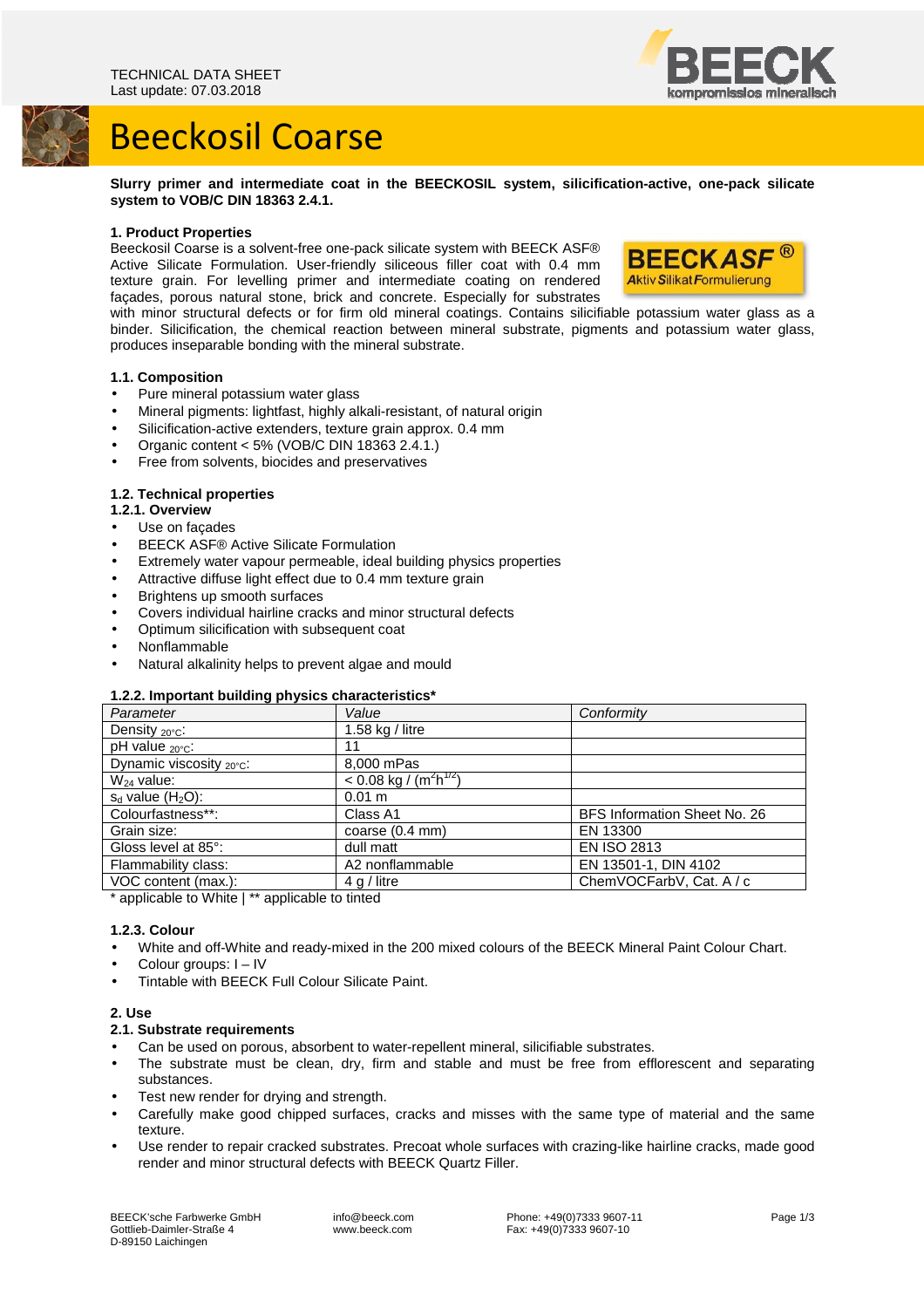TECHNICAL DATA SHEET
Last update: 07.03.2018

# Beeckosil Coarse

**Slurry primer and intermediate coat in the BEECKOSIL system, silicification-active, one-pack silicate system to VOB/C DIN 18363 2.4.1.**

## 1. Product Properties

Beeckosil Coarse is a solvent-free one-pack silicate system with BEECK ASF® Active Silicate Formulation. User-friendly siliceous filler coat with 0.4 mm texture grain. For levelling primer and intermediate coating on rendered façades, porous natural stone, brick and concrete. Especially for substrates with minor structural defects or for firm old mineral coatings. Contains silicifiable potassium water glass as a binder. Silicification, the chemical reaction between mineral substrate, pigments and potassium water glass, produces inseparable bonding with the mineral substrate.

### 1.1. Composition

- Pure mineral potassium water glass
- Mineral pigments: lightfast, highly alkali-resistant, of natural origin
- Silicification-active extenders, texture grain approx. 0.4 mm
- Organic content < 5% (VOB/C DIN 18363 2.4.1.)
- Free from solvents, biocides and preservatives

### 1.2. Technical properties

#### 1.2.1. Overview

- Use on façades
- BEECK ASF® Active Silicate Formulation
- Extremely water vapour permeable, ideal building physics properties
- Attractive diffuse light effect due to 0.4 mm texture grain
- Brightens up smooth surfaces
- Covers individual hairline cracks and minor structural defects
- Optimum silicification with subsequent coat
- Nonflammable
- Natural alkalinity helps to prevent algae and mould

#### 1.2.2. Important building physics characteristics*

| *Parameter* | *Value* | *Conformity* |
|---|---|---|
| Density $_{20°C}$: | 1.58 kg / litre | |
| pH value $_{20°C}$: | 11 | |
| Dynamic viscosity $_{20°C}$: | 8,000 mPas | |
| $W_{24}$ value: | < 0.08 kg / ($m^2h^{1/2}$) | |
| $s_d$ value ($H_2O$): | 0.01 m | |
| Colourfastness**: | Class A1 | BFS Information Sheet No. 26 |
| Grain size: | coarse (0.4 mm) | EN 13300 |
| Gloss level at 85°: | dull matt | EN ISO 2813 |
| Flammability class: | A2 nonflammable | EN 13501-1, DIN 4102 |
| VOC content (max.): | 4 g / litre | ChemVOCFarbV, Cat. A / c |

\* applicable to White | ** applicable to tinted

#### 1.2.3. Colour

- White and off-White and ready-mixed in the 200 mixed colours of the BEECK Mineral Paint Colour Chart.
- Colour groups: I – IV
- Tintable with BEECK Full Colour Silicate Paint.

## 2. Use

### 2.1. Substrate requirements

- Can be used on porous, absorbent to water-repellent mineral, silicifiable substrates.
- The substrate must be clean, dry, firm and stable and must be free from efflorescent and separating substances.
- Test new render for drying and strength.
- Carefully make good chipped surfaces, cracks and misses with the same type of material and the same texture.
- Use render to repair cracked substrates. Precoat whole surfaces with crazing-like hairline cracks, made good render and minor structural defects with BEECK Quartz Filler.

BEECK'sche Farbwerke GmbH
Gottlieb-Daimler-Straße 4
D-89150 Laichingen

info@beeck.com
www.beeck.com

Phone: +49(0)7333 9607-11
Fax: +49(0)7333 9607-10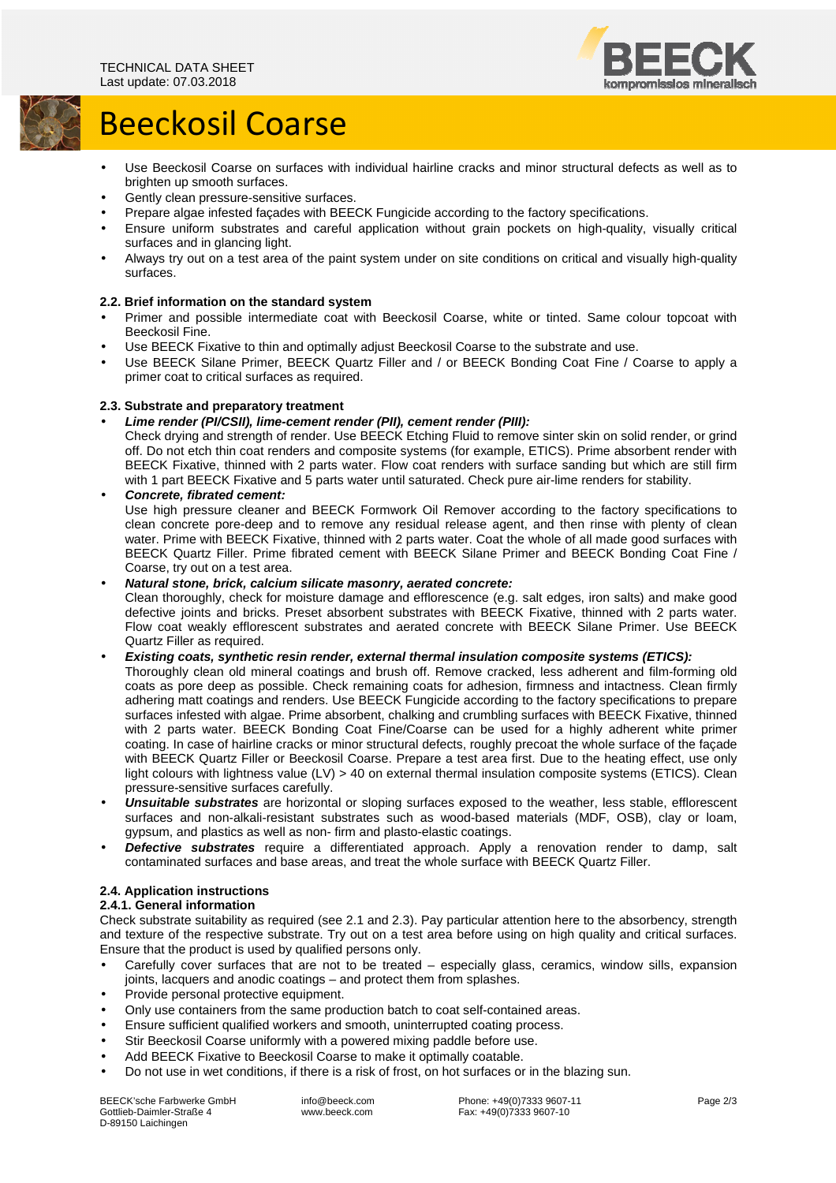- Use Beeckosil Coarse on surfaces with individual hairline cracks and minor structural defects as well as to brighten up smooth surfaces.
- Gently clean pressure-sensitive surfaces.
- Prepare algae infested façades with BEECK Fungicide according to the factory specifications.
- Ensure uniform substrates and careful application without grain pockets on high-quality, visually critical surfaces and in glancing light.
- Always try out on a test area of the paint system under on site conditions on critical and visually high-quality surfaces.

### 2.2. Brief information on the standard system

- Primer and possible intermediate coat with Beeckosil Coarse, white or tinted. Same colour topcoat with Beeckosil Fine.
- Use BEECK Fixative to thin and optimally adjust Beeckosil Coarse to the substrate and use.
- Use BEECK Silane Primer, BEECK Quartz Filler and / or BEECK Bonding Coat Fine / Coarse to apply a primer coat to critical surfaces as required.

### 2.3. Substrate and preparatory treatment

- ***Lime render (PI/CSII), lime-cement render (PII), cement render (PIII):*** Check drying and strength of render. Use BEECK Etching Fluid to remove sinter skin on solid render, or grind off. Do not etch thin coat renders and composite systems (for example, ETICS). Prime absorbent render with BEECK Fixative, thinned with 2 parts water. Flow coat renders with surface sanding but which are still firm with 1 part BEECK Fixative and 5 parts water until saturated. Check pure air-lime renders for stability.
- ***Concrete, fibrated cement:*** Use high pressure cleaner and BEECK Formwork Oil Remover according to the factory specifications to clean concrete pore-deep and to remove any residual release agent, and then rinse with plenty of clean water. Prime with BEECK Fixative, thinned with 2 parts water. Coat the whole of all made good surfaces with BEECK Quartz Filler. Prime fibrated cement with BEECK Silane Primer and BEECK Bonding Coat Fine / Coarse, try out on a test area.
- ***Natural stone, brick, calcium silicate masonry, aerated concrete:*** Clean thoroughly, check for moisture damage and efflorescence (e.g. salt edges, iron salts) and make good defective joints and bricks. Preset absorbent substrates with BEECK Fixative, thinned with 2 parts water. Flow coat weakly efflorescent substrates and aerated concrete with BEECK Silane Primer. Use BEECK Quartz Filler as required.
- ***Existing coats, synthetic resin render, external thermal insulation composite systems (ETICS):*** Thoroughly clean old mineral coatings and brush off. Remove cracked, less adherent and film-forming old coats as pore deep as possible. Check remaining coats for adhesion, firmness and intactness. Clean firmly adhering matt coatings and renders. Use BEECK Fungicide according to the factory specifications to prepare surfaces infested with algae. Prime absorbent, chalking and crumbling surfaces with BEECK Fixative, thinned with 2 parts water. BEECK Bonding Coat Fine/Coarse can be used for a highly adherent white primer coating. In case of hairline cracks or minor structural defects, roughly precoat the whole surface of the façade with BEECK Quartz Filler or Beeckosil Coarse. Prepare a test area first. Due to the heating effect, use only light colours with lightness value (LV) > 40 on external thermal insulation composite systems (ETICS). Clean pressure-sensitive surfaces carefully.
- ***Unsuitable substrates*** are horizontal or sloping surfaces exposed to the weather, less stable, efflorescent surfaces and non-alkali-resistant substrates such as wood-based materials (MDF, OSB), clay or loam, gypsum, and plastics as well as non- firm and plasto-elastic coatings.
- ***Defective substrates*** require a differentiated approach. Apply a renovation render to damp, salt contaminated surfaces and base areas, and treat the whole surface with BEECK Quartz Filler.

### 2.4. Application instructions

#### 2.4.1. General information

Check substrate suitability as required (see 2.1 and 2.3). Pay particular attention here to the absorbency, strength and texture of the respective substrate. Try out on a test area before using on high quality and critical surfaces. Ensure that the product is used by qualified persons only.

- Carefully cover surfaces that are not to be treated – especially glass, ceramics, window sills, expansion joints, lacquers and anodic coatings – and protect them from splashes.
- Provide personal protective equipment.
- Only use containers from the same production batch to coat self-contained areas.
- Ensure sufficient qualified workers and smooth, uninterrupted coating process.
- Stir Beeckosil Coarse uniformly with a powered mixing paddle before use.
- Add BEECK Fixative to Beeckosil Coarse to make it optimally coatable.
- Do not use in wet conditions, if there is a risk of frost, on hot surfaces or in the blazing sun.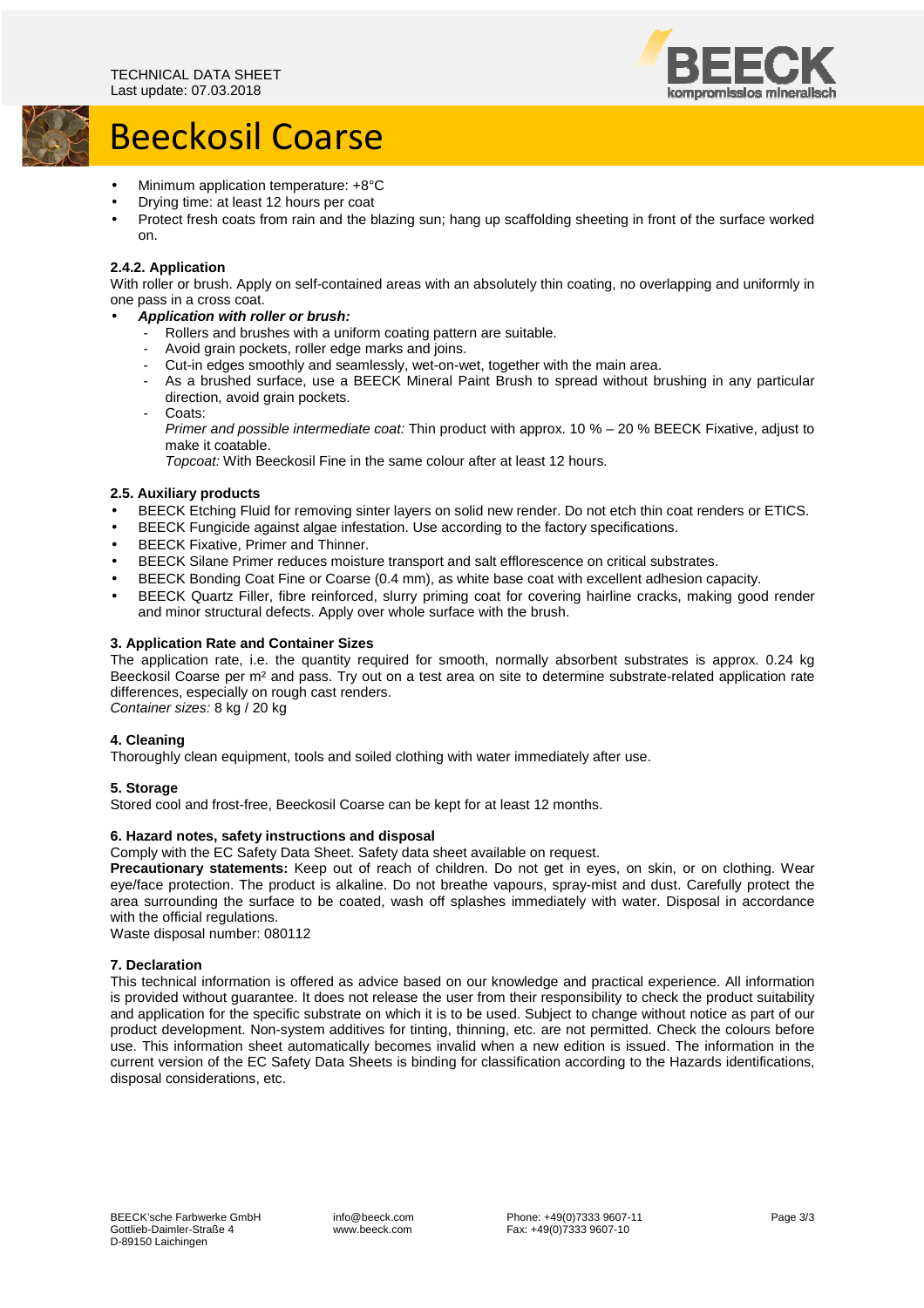- Minimum application temperature: +8°C
- Drying time: at least 12 hours per coat
- Protect fresh coats from rain and the blazing sun; hang up scaffolding sheeting in front of the surface worked on.

### 2.4.2. Application

With roller or brush. Apply on self-contained areas with an absolutely thin coating, no overlapping and uniformly in one pass in a cross coat.

- ***Application with roller or brush:***
  - Rollers and brushes with a uniform coating pattern are suitable.
  - Avoid grain pockets, roller edge marks and joins.
  - Cut-in edges smoothly and seamlessly, wet-on-wet, together with the main area.
  - As a brushed surface, use a BEECK Mineral Paint Brush to spread without brushing in any particular direction, avoid grain pockets.
  - Coats:
    *Primer and possible intermediate coat:* Thin product with approx. 10 % – 20 % BEECK Fixative, adjust to make it coatable.
    *Topcoat:* With Beeckosil Fine in the same colour after at least 12 hours.

### 2.5. Auxiliary products

- BEECK Etching Fluid for removing sinter layers on solid new render. Do not etch thin coat renders or ETICS.
- BEECK Fungicide against algae infestation. Use according to the factory specifications.
- BEECK Fixative, Primer and Thinner.
- BEECK Silane Primer reduces moisture transport and salt efflorescence on critical substrates.
- BEECK Bonding Coat Fine or Coarse (0.4 mm), as white base coat with excellent adhesion capacity.
- BEECK Quartz Filler, fibre reinforced, slurry priming coat for covering hairline cracks, making good render and minor structural defects. Apply over whole surface with the brush.

## 3. Application Rate and Container Sizes

The application rate, i.e. the quantity required for smooth, normally absorbent substrates is approx. 0.24 kg Beeckosil Coarse per m² and pass. Try out on a test area on site to determine substrate-related application rate differences, especially on rough cast renders.
*Container sizes:* 8 kg / 20 kg

## 4. Cleaning

Thoroughly clean equipment, tools and soiled clothing with water immediately after use.

## 5. Storage

Stored cool and frost-free, Beeckosil Coarse can be kept for at least 12 months.

## 6. Hazard notes, safety instructions and disposal

Comply with the EC Safety Data Sheet. Safety data sheet available on request.
**Precautionary statements:** Keep out of reach of children. Do not get in eyes, on skin, or on clothing. Wear eye/face protection. The product is alkaline. Do not breathe vapours, spray-mist and dust. Carefully protect the area surrounding the surface to be coated, wash off splashes immediately with water. Disposal in accordance with the official regulations.
Waste disposal number: 080112

## 7. Declaration

This technical information is offered as advice based on our knowledge and practical experience. All information is provided without guarantee. It does not release the user from their responsibility to check the product suitability and application for the specific substrate on which it is to be used. Subject to change without notice as part of our product development. Non-system additives for tinting, thinning, etc. are not permitted. Check the colours before use. This information sheet automatically becomes invalid when a new edition is issued. The information in the current version of the EC Safety Data Sheets is binding for classification according to the Hazards identifications, disposal considerations, etc.